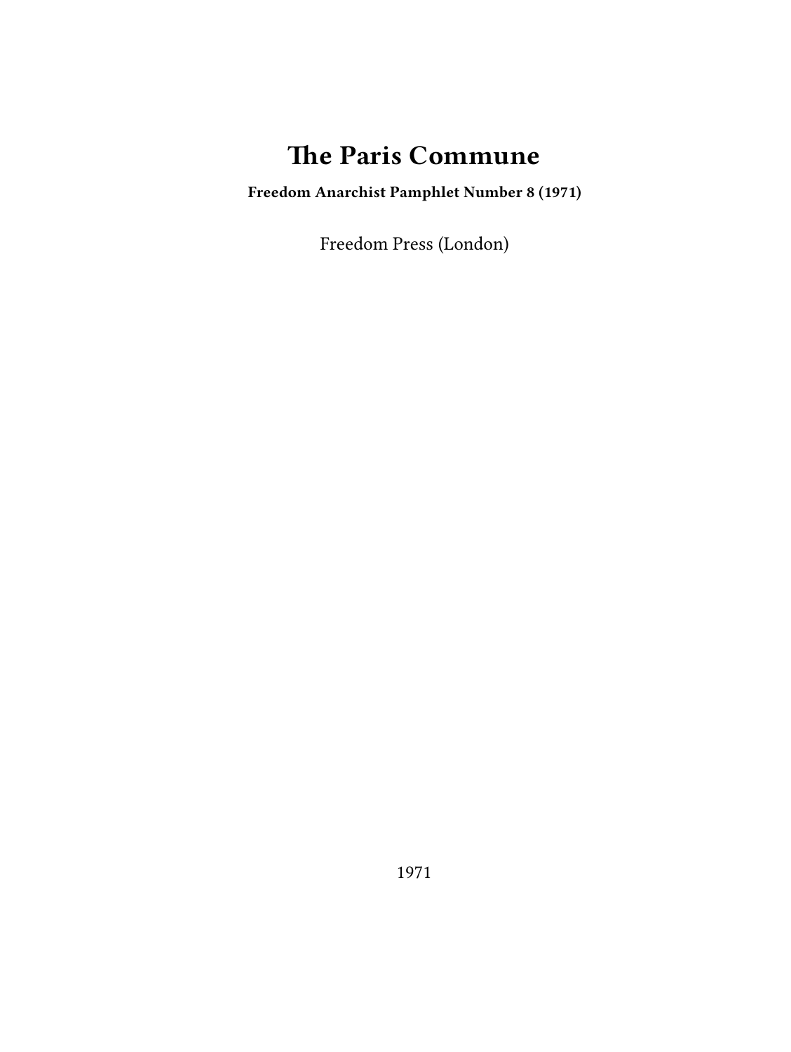# The Paris Commune

**Freedom Anarchist Pamphlet Number 8 (1971)**

Freedom Press (London)

1971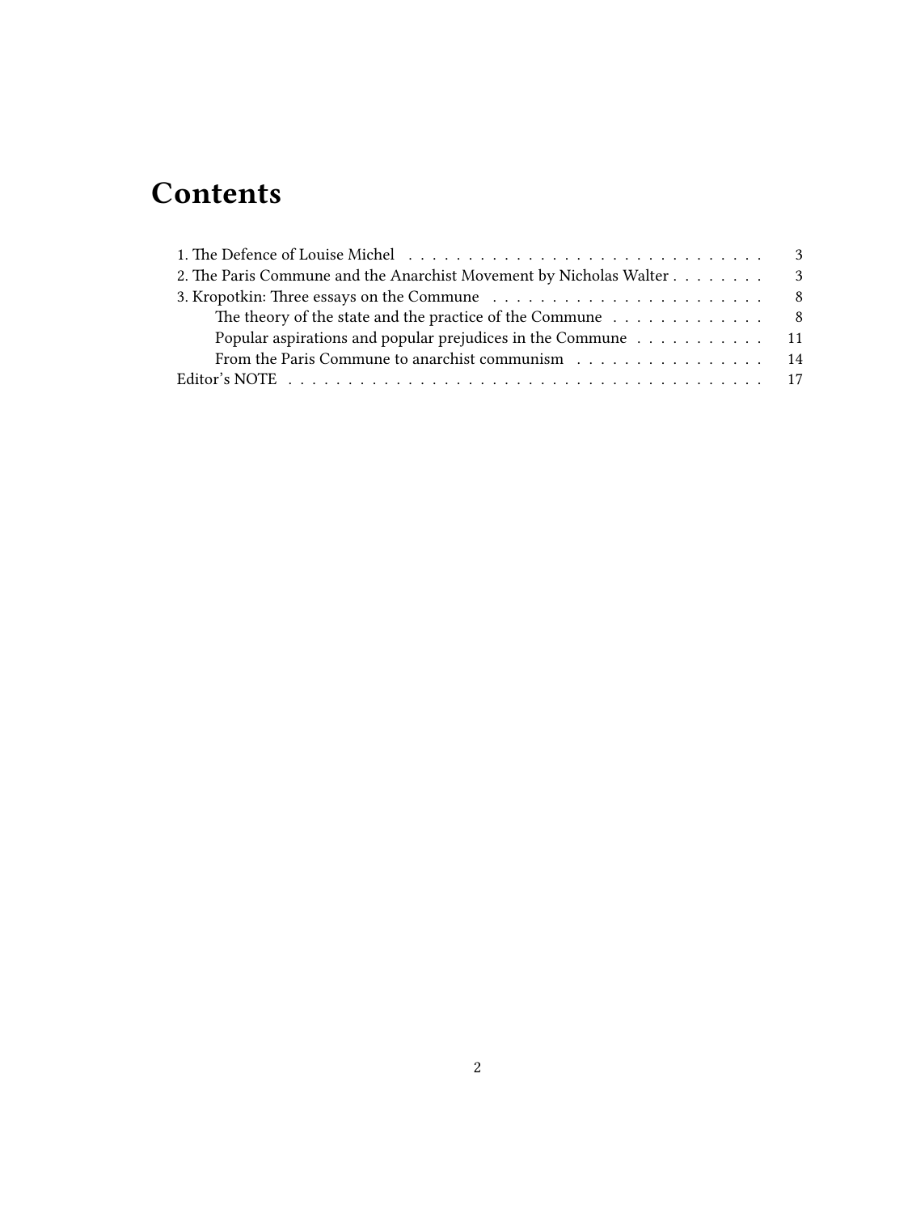# Contents

1. The Defence of Louise Michel . . . . . . . . . . . . . . . . . . . . . . . . . . . . . . . 3
2. The Paris Commune and the Anarchist Movement by Nicholas Walter . . . . . . . . 3
3. Kropotkin: Three essays on the Commune . . . . . . . . . . . . . . . . . . . . . . . 8
   - The theory of the state and the practice of the Commune . . . . . . . . . . . . . 8
   - Popular aspirations and popular prejudices in the Commune . . . . . . . . . . . 11
   - From the Paris Commune to anarchist communism . . . . . . . . . . . . . . . . 14

Editor's NOTE . . . . . . . . . . . . . . . . . . . . . . . . . . . . . . . . . . . . . . 17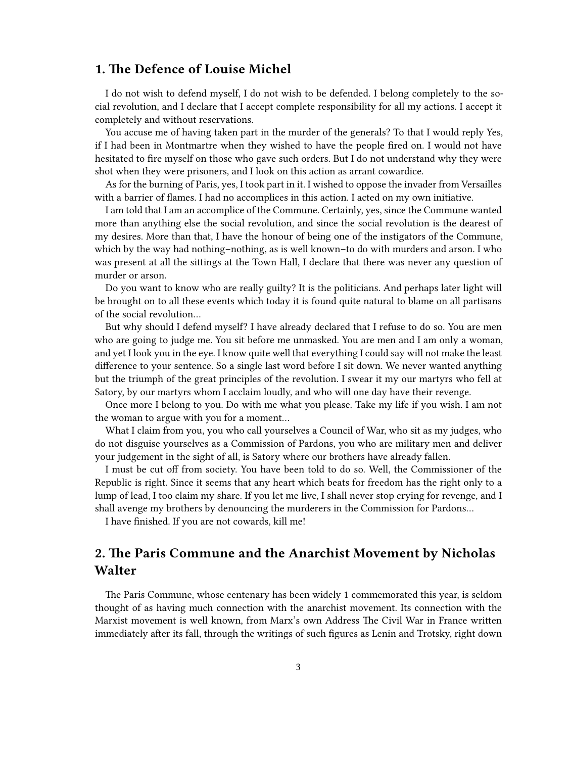## 1. The Defence of Louise Michel

I do not wish to defend myself, I do not wish to be defended. I belong completely to the social revolution, and I declare that I accept complete responsibility for all my actions. I accept it completely and without reservations.

You accuse me of having taken part in the murder of the generals? To that I would reply Yes, if I had been in Montmartre when they wished to have the people fired on. I would not have hesitated to fire myself on those who gave such orders. But I do not understand why they were shot when they were prisoners, and I look on this action as arrant cowardice.

As for the burning of Paris, yes, I took part in it. I wished to oppose the invader from Versailles with a barrier of flames. I had no accomplices in this action. I acted on my own initiative.

I am told that I am an accomplice of the Commune. Certainly, yes, since the Commune wanted more than anything else the social revolution, and since the social revolution is the dearest of my desires. More than that, I have the honour of being one of the instigators of the Commune, which by the way had nothing–nothing, as is well known–to do with murders and arson. I who was present at all the sittings at the Town Hall, I declare that there was never any question of murder or arson.

Do you want to know who are really guilty? It is the politicians. And perhaps later light will be brought on to all these events which today it is found quite natural to blame on all partisans of the social revolution…

But why should I defend myself? I have already declared that I refuse to do so. You are men who are going to judge me. You sit before me unmasked. You are men and I am only a woman, and yet I look you in the eye. I know quite well that everything I could say will not make the least difference to your sentence. So a single last word before I sit down. We never wanted anything but the triumph of the great principles of the revolution. I swear it my our martyrs who fell at Satory, by our martyrs whom I acclaim loudly, and who will one day have their revenge.

Once more I belong to you. Do with me what you please. Take my life if you wish. I am not the woman to argue with you for a moment…

What I claim from you, you who call yourselves a Council of War, who sit as my judges, who do not disguise yourselves as a Commission of Pardons, you who are military men and deliver your judgement in the sight of all, is Satory where our brothers have already fallen.

I must be cut off from society. You have been told to do so. Well, the Commissioner of the Republic is right. Since it seems that any heart which beats for freedom has the right only to a lump of lead, I too claim my share. If you let me live, I shall never stop crying for revenge, and I shall avenge my brothers by denouncing the murderers in the Commission for Pardons…

I have finished. If you are not cowards, kill me!

## 2. The Paris Commune and the Anarchist Movement by Nicholas Walter

The Paris Commune, whose centenary has been widely 1 commemorated this year, is seldom thought of as having much connection with the anarchist movement. Its connection with the Marxist movement is well known, from Marx's own Address The Civil War in France written immediately after its fall, through the writings of such figures as Lenin and Trotsky, right down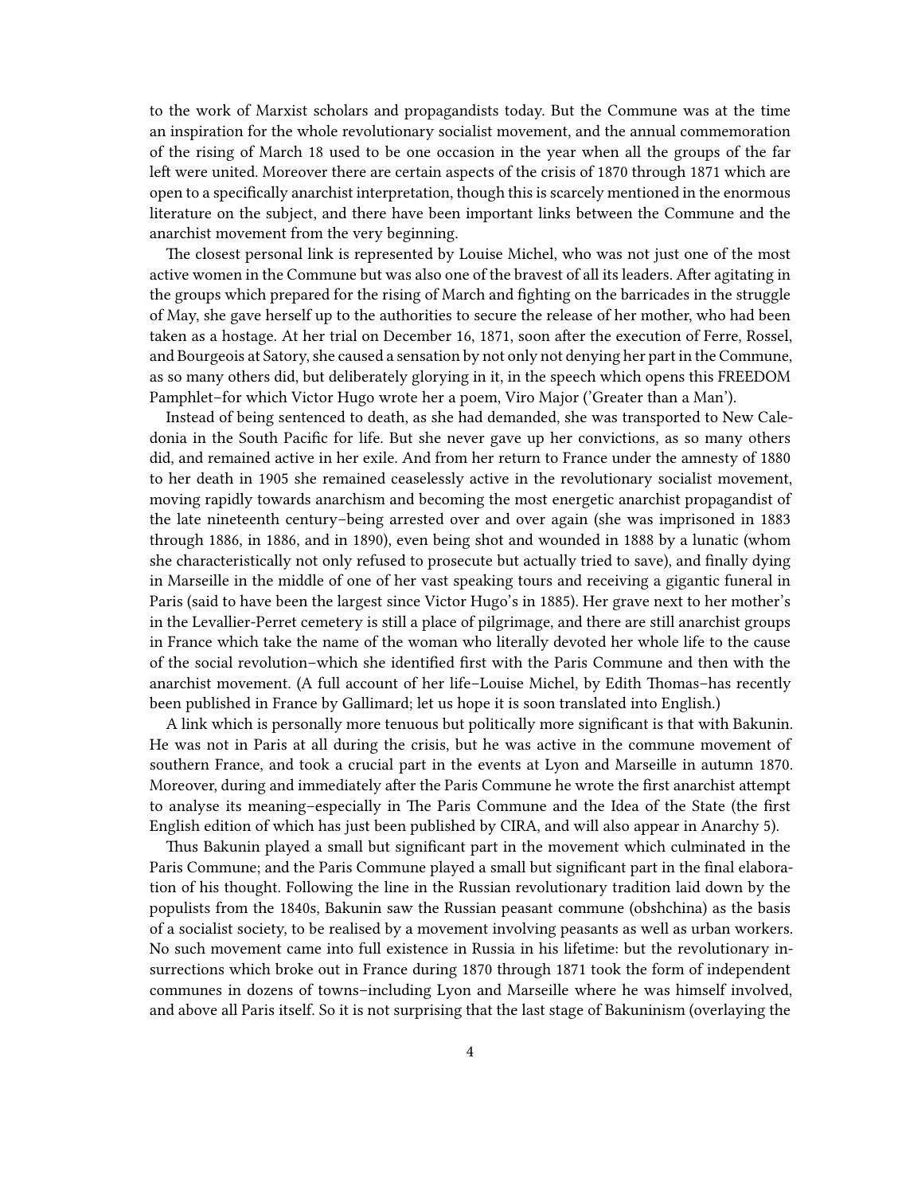to the work of Marxist scholars and propagandists today. But the Commune was at the time an inspiration for the whole revolutionary socialist movement, and the annual commemoration of the rising of March 18 used to be one occasion in the year when all the groups of the far left were united. Moreover there are certain aspects of the crisis of 1870 through 1871 which are open to a specifically anarchist interpretation, though this is scarcely mentioned in the enormous literature on the subject, and there have been important links between the Commune and the anarchist movement from the very beginning.

The closest personal link is represented by Louise Michel, who was not just one of the most active women in the Commune but was also one of the bravest of all its leaders. After agitating in the groups which prepared for the rising of March and fighting on the barricades in the struggle of May, she gave herself up to the authorities to secure the release of her mother, who had been taken as a hostage. At her trial on December 16, 1871, soon after the execution of Ferre, Rossel, and Bourgeois at Satory, she caused a sensation by not only not denying her part in the Commune, as so many others did, but deliberately glorying in it, in the speech which opens this FREEDOM Pamphlet–for which Victor Hugo wrote her a poem, Viro Major ('Greater than a Man').

Instead of being sentenced to death, as she had demanded, she was transported to New Caledonia in the South Pacific for life. But she never gave up her convictions, as so many others did, and remained active in her exile. And from her return to France under the amnesty of 1880 to her death in 1905 she remained ceaselessly active in the revolutionary socialist movement, moving rapidly towards anarchism and becoming the most energetic anarchist propagandist of the late nineteenth century–being arrested over and over again (she was imprisoned in 1883 through 1886, in 1886, and in 1890), even being shot and wounded in 1888 by a lunatic (whom she characteristically not only refused to prosecute but actually tried to save), and finally dying in Marseille in the middle of one of her vast speaking tours and receiving a gigantic funeral in Paris (said to have been the largest since Victor Hugo's in 1885). Her grave next to her mother's in the Levallier-Perret cemetery is still a place of pilgrimage, and there are still anarchist groups in France which take the name of the woman who literally devoted her whole life to the cause of the social revolution–which she identified first with the Paris Commune and then with the anarchist movement. (A full account of her life–Louise Michel, by Edith Thomas–has recently been published in France by Gallimard; let us hope it is soon translated into English.)

A link which is personally more tenuous but politically more significant is that with Bakunin. He was not in Paris at all during the crisis, but he was active in the commune movement of southern France, and took a crucial part in the events at Lyon and Marseille in autumn 1870. Moreover, during and immediately after the Paris Commune he wrote the first anarchist attempt to analyse its meaning–especially in The Paris Commune and the Idea of the State (the first English edition of which has just been published by CIRA, and will also appear in Anarchy 5).

Thus Bakunin played a small but significant part in the movement which culminated in the Paris Commune; and the Paris Commune played a small but significant part in the final elaboration of his thought. Following the line in the Russian revolutionary tradition laid down by the populists from the 1840s, Bakunin saw the Russian peasant commune (obshchina) as the basis of a socialist society, to be realised by a movement involving peasants as well as urban workers. No such movement came into full existence in Russia in his lifetime: but the revolutionary insurrections which broke out in France during 1870 through 1871 took the form of independent communes in dozens of towns–including Lyon and Marseille where he was himself involved, and above all Paris itself. So it is not surprising that the last stage of Bakuninism (overlaying the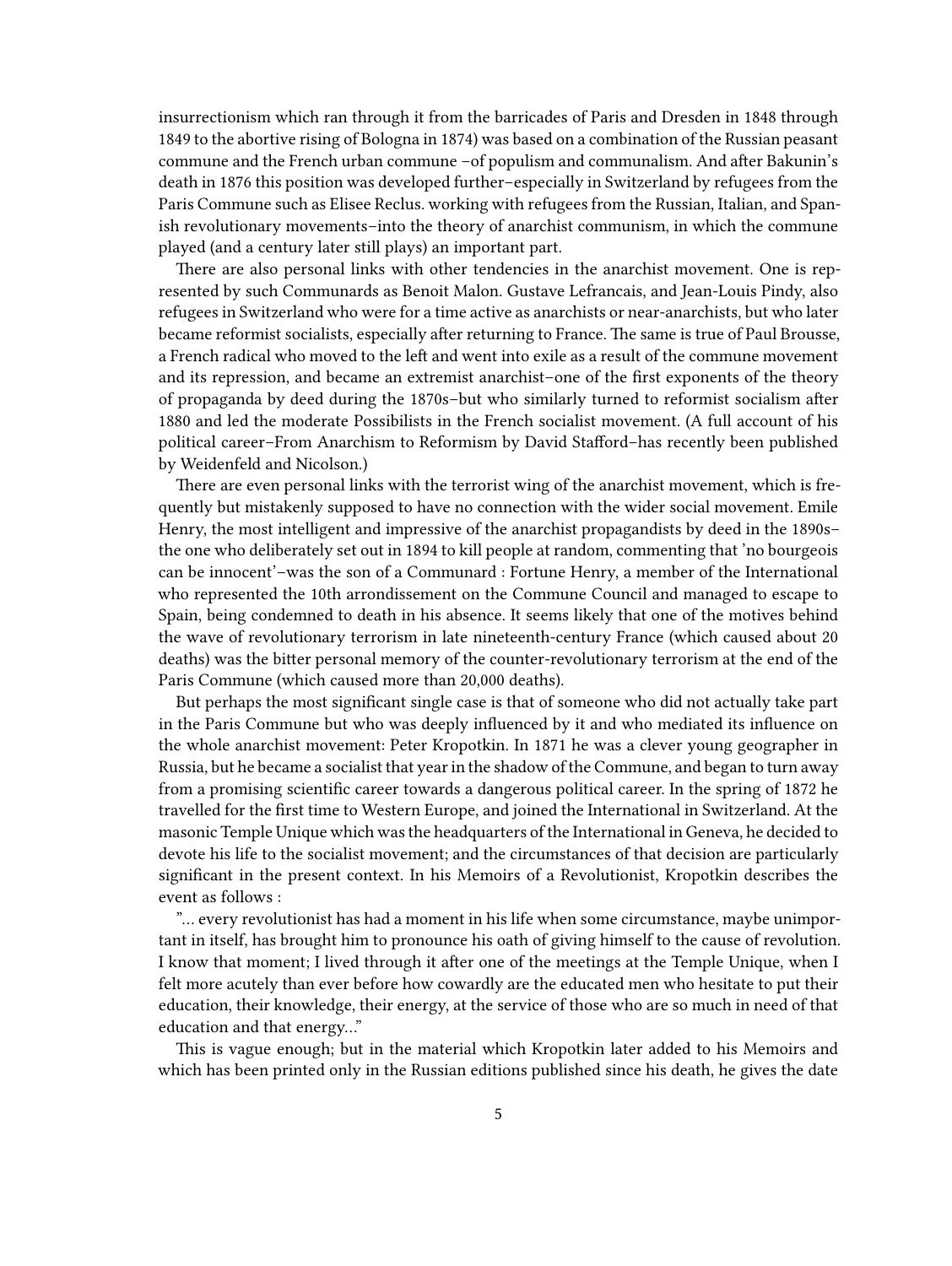insurrectionism which ran through it from the barricades of Paris and Dresden in 1848 through 1849 to the abortive rising of Bologna in 1874) was based on a combination of the Russian peasant commune and the French urban commune –of populism and communalism. And after Bakunin's death in 1876 this position was developed further–especially in Switzerland by refugees from the Paris Commune such as Elisee Reclus. working with refugees from the Russian, Italian, and Spanish revolutionary movements–into the theory of anarchist communism, in which the commune played (and a century later still plays) an important part.

There are also personal links with other tendencies in the anarchist movement. One is represented by such Communards as Benoit Malon. Gustave Lefrancais, and Jean-Louis Pindy, also refugees in Switzerland who were for a time active as anarchists or near-anarchists, but who later became reformist socialists, especially after returning to France. The same is true of Paul Brousse, a French radical who moved to the left and went into exile as a result of the commune movement and its repression, and became an extremist anarchist–one of the first exponents of the theory of propaganda by deed during the 1870s–but who similarly turned to reformist socialism after 1880 and led the moderate Possibilists in the French socialist movement. (A full account of his political career–From Anarchism to Reformism by David Stafford–has recently been published by Weidenfeld and Nicolson.)

There are even personal links with the terrorist wing of the anarchist movement, which is frequently but mistakenly supposed to have no connection with the wider social movement. Emile Henry, the most intelligent and impressive of the anarchist propagandists by deed in the 1890s–the one who deliberately set out in 1894 to kill people at random, commenting that 'no bourgeois can be innocent'–was the son of a Communard : Fortune Henry, a member of the International who represented the 10th arrondissement on the Commune Council and managed to escape to Spain, being condemned to death in his absence. It seems likely that one of the motives behind the wave of revolutionary terrorism in late nineteenth-century France (which caused about 20 deaths) was the bitter personal memory of the counter-revolutionary terrorism at the end of the Paris Commune (which caused more than 20,000 deaths).

But perhaps the most significant single case is that of someone who did not actually take part in the Paris Commune but who was deeply influenced by it and who mediated its influence on the whole anarchist movement: Peter Kropotkin. In 1871 he was a clever young geographer in Russia, but he became a socialist that year in the shadow of the Commune, and began to turn away from a promising scientific career towards a dangerous political career. In the spring of 1872 he travelled for the first time to Western Europe, and joined the International in Switzerland. At the masonic Temple Unique which was the headquarters of the International in Geneva, he decided to devote his life to the socialist movement; and the circumstances of that decision are particularly significant in the present context. In his Memoirs of a Revolutionist, Kropotkin describes the event as follows :

"… every revolutionist has had a moment in his life when some circumstance, maybe unimportant in itself, has brought him to pronounce his oath of giving himself to the cause of revolution. I know that moment; I lived through it after one of the meetings at the Temple Unique, when I felt more acutely than ever before how cowardly are the educated men who hesitate to put their education, their knowledge, their energy, at the service of those who are so much in need of that education and that energy…"

This is vague enough; but in the material which Kropotkin later added to his Memoirs and which has been printed only in the Russian editions published since his death, he gives the date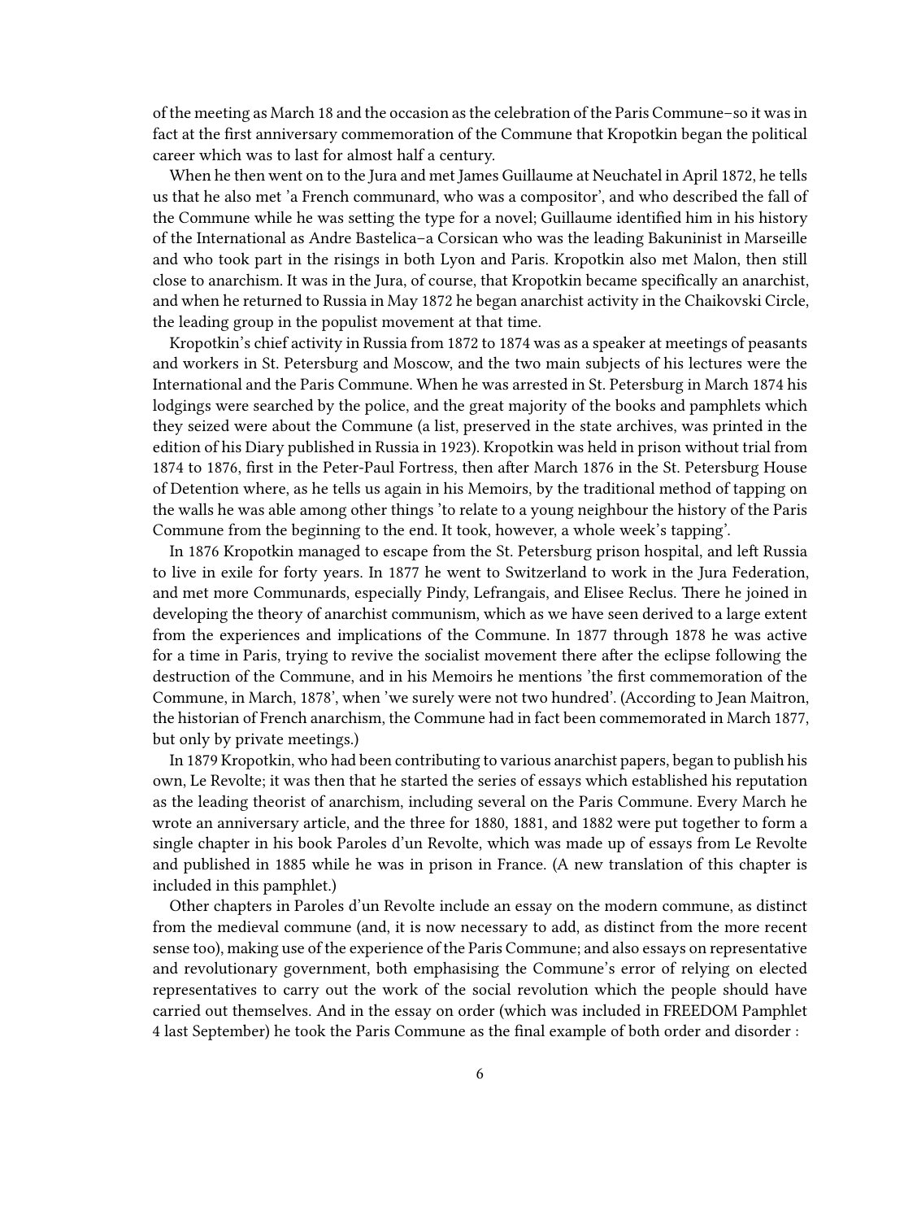of the meeting as March 18 and the occasion as the celebration of the Paris Commune–so it was in fact at the first anniversary commemoration of the Commune that Kropotkin began the political career which was to last for almost half a century.

When he then went on to the Jura and met James Guillaume at Neuchatel in April 1872, he tells us that he also met 'a French communard, who was a compositor', and who described the fall of the Commune while he was setting the type for a novel; Guillaume identified him in his history of the International as Andre Bastelica–a Corsican who was the leading Bakuninist in Marseille and who took part in the risings in both Lyon and Paris. Kropotkin also met Malon, then still close to anarchism. It was in the Jura, of course, that Kropotkin became specifically an anarchist, and when he returned to Russia in May 1872 he began anarchist activity in the Chaikovski Circle, the leading group in the populist movement at that time.

Kropotkin's chief activity in Russia from 1872 to 1874 was as a speaker at meetings of peasants and workers in St. Petersburg and Moscow, and the two main subjects of his lectures were the International and the Paris Commune. When he was arrested in St. Petersburg in March 1874 his lodgings were searched by the police, and the great majority of the books and pamphlets which they seized were about the Commune (a list, preserved in the state archives, was printed in the edition of his Diary published in Russia in 1923). Kropotkin was held in prison without trial from 1874 to 1876, first in the Peter-Paul Fortress, then after March 1876 in the St. Petersburg House of Detention where, as he tells us again in his Memoirs, by the traditional method of tapping on the walls he was able among other things 'to relate to a young neighbour the history of the Paris Commune from the beginning to the end. It took, however, a whole week's tapping'.

In 1876 Kropotkin managed to escape from the St. Petersburg prison hospital, and left Russia to live in exile for forty years. In 1877 he went to Switzerland to work in the Jura Federation, and met more Communards, especially Pindy, Lefrangais, and Elisee Reclus. There he joined in developing the theory of anarchist communism, which as we have seen derived to a large extent from the experiences and implications of the Commune. In 1877 through 1878 he was active for a time in Paris, trying to revive the socialist movement there after the eclipse following the destruction of the Commune, and in his Memoirs he mentions 'the first commemoration of the Commune, in March, 1878', when 'we surely were not two hundred'. (According to Jean Maitron, the historian of French anarchism, the Commune had in fact been commemorated in March 1877, but only by private meetings.)

In 1879 Kropotkin, who had been contributing to various anarchist papers, began to publish his own, Le Revolte; it was then that he started the series of essays which established his reputation as the leading theorist of anarchism, including several on the Paris Commune. Every March he wrote an anniversary article, and the three for 1880, 1881, and 1882 were put together to form a single chapter in his book Paroles d'un Revolte, which was made up of essays from Le Revolte and published in 1885 while he was in prison in France. (A new translation of this chapter is included in this pamphlet.)

Other chapters in Paroles d'un Revolte include an essay on the modern commune, as distinct from the medieval commune (and, it is now necessary to add, as distinct from the more recent sense too), making use of the experience of the Paris Commune; and also essays on representative and revolutionary government, both emphasising the Commune's error of relying on elected representatives to carry out the work of the social revolution which the people should have carried out themselves. And in the essay on order (which was included in FREEDOM Pamphlet 4 last September) he took the Paris Commune as the final example of both order and disorder :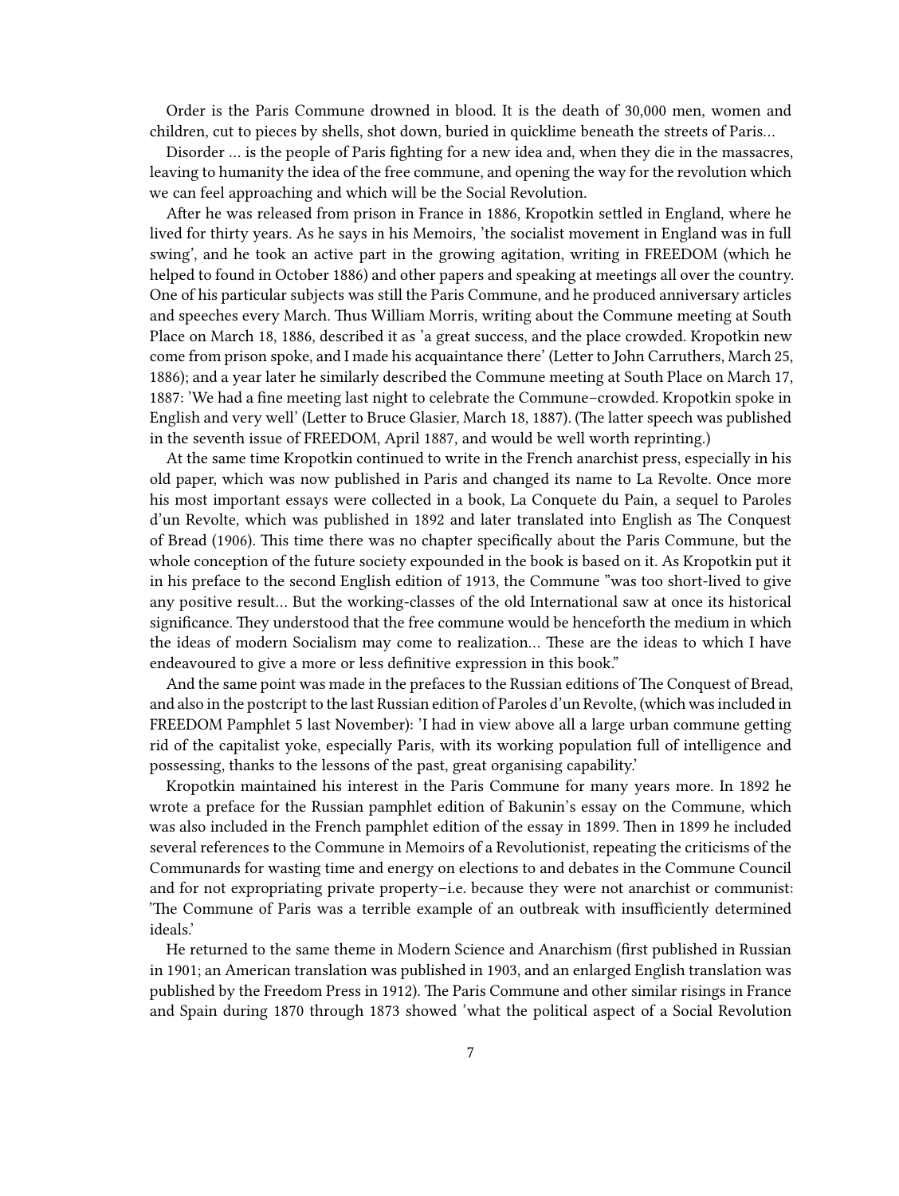Order is the Paris Commune drowned in blood. It is the death of 30,000 men, women and children, cut to pieces by shells, shot down, buried in quicklime beneath the streets of Paris…

Disorder … is the people of Paris fighting for a new idea and, when they die in the massacres, leaving to humanity the idea of the free commune, and opening the way for the revolution which we can feel approaching and which will be the Social Revolution.

After he was released from prison in France in 1886, Kropotkin settled in England, where he lived for thirty years. As he says in his Memoirs, 'the socialist movement in England was in full swing', and he took an active part in the growing agitation, writing in FREEDOM (which he helped to found in October 1886) and other papers and speaking at meetings all over the country. One of his particular subjects was still the Paris Commune, and he produced anniversary articles and speeches every March. Thus William Morris, writing about the Commune meeting at South Place on March 18, 1886, described it as 'a great success, and the place crowded. Kropotkin new come from prison spoke, and I made his acquaintance there' (Letter to John Carruthers, March 25, 1886); and a year later he similarly described the Commune meeting at South Place on March 17, 1887: 'We had a fine meeting last night to celebrate the Commune–crowded. Kropotkin spoke in English and very well' (Letter to Bruce Glasier, March 18, 1887). (The latter speech was published in the seventh issue of FREEDOM, April 1887, and would be well worth reprinting.)

At the same time Kropotkin continued to write in the French anarchist press, especially in his old paper, which was now published in Paris and changed its name to La Revolte. Once more his most important essays were collected in a book, La Conquete du Pain, a sequel to Paroles d'un Revolte, which was published in 1892 and later translated into English as The Conquest of Bread (1906). This time there was no chapter specifically about the Paris Commune, but the whole conception of the future society expounded in the book is based on it. As Kropotkin put it in his preface to the second English edition of 1913, the Commune "was too short-lived to give any positive result… But the working-classes of the old International saw at once its historical significance. They understood that the free commune would be henceforth the medium in which the ideas of modern Socialism may come to realization… These are the ideas to which I have endeavoured to give a more or less definitive expression in this book."

And the same point was made in the prefaces to the Russian editions of The Conquest of Bread, and also in the postcript to the last Russian edition of Paroles d'un Revolte, (which was included in FREEDOM Pamphlet 5 last November): 'I had in view above all a large urban commune getting rid of the capitalist yoke, especially Paris, with its working population full of intelligence and possessing, thanks to the lessons of the past, great organising capability.'

Kropotkin maintained his interest in the Paris Commune for many years more. In 1892 he wrote a preface for the Russian pamphlet edition of Bakunin's essay on the Commune, which was also included in the French pamphlet edition of the essay in 1899. Then in 1899 he included several references to the Commune in Memoirs of a Revolutionist, repeating the criticisms of the Communards for wasting time and energy on elections to and debates in the Commune Council and for not expropriating private property–i.e. because they were not anarchist or communist: 'The Commune of Paris was a terrible example of an outbreak with insufficiently determined ideals.'

He returned to the same theme in Modern Science and Anarchism (first published in Russian in 1901; an American translation was published in 1903, and an enlarged English translation was published by the Freedom Press in 1912). The Paris Commune and other similar risings in France and Spain during 1870 through 1873 showed 'what the political aspect of a Social Revolution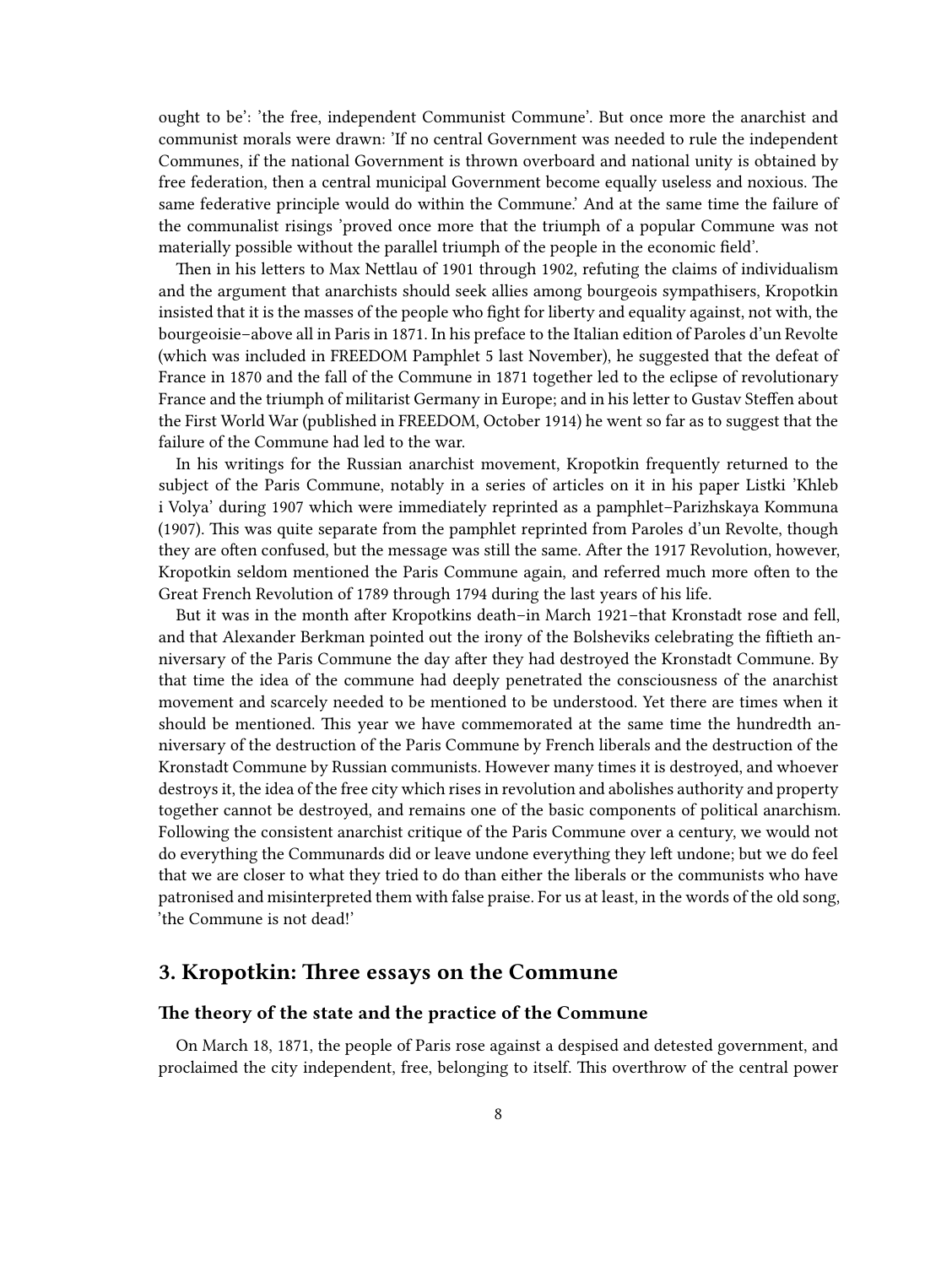ought to be': 'the free, independent Communist Commune'. But once more the anarchist and communist morals were drawn: 'If no central Government was needed to rule the independent Communes, if the national Government is thrown overboard and national unity is obtained by free federation, then a central municipal Government become equally useless and noxious. The same federative principle would do within the Commune.' And at the same time the failure of the communalist risings 'proved once more that the triumph of a popular Commune was not materially possible without the parallel triumph of the people in the economic field'.

Then in his letters to Max Nettlau of 1901 through 1902, refuting the claims of individualism and the argument that anarchists should seek allies among bourgeois sympathisers, Kropotkin insisted that it is the masses of the people who fight for liberty and equality against, not with, the bourgeoisie–above all in Paris in 1871. In his preface to the Italian edition of Paroles d'un Revolte (which was included in FREEDOM Pamphlet 5 last November), he suggested that the defeat of France in 1870 and the fall of the Commune in 1871 together led to the eclipse of revolutionary France and the triumph of militarist Germany in Europe; and in his letter to Gustav Steffen about the First World War (published in FREEDOM, October 1914) he went so far as to suggest that the failure of the Commune had led to the war.

In his writings for the Russian anarchist movement, Kropotkin frequently returned to the subject of the Paris Commune, notably in a series of articles on it in his paper Listki 'Khleb i Volya' during 1907 which were immediately reprinted as a pamphlet–Parizhskaya Kommuna (1907). This was quite separate from the pamphlet reprinted from Paroles d'un Revolte, though they are often confused, but the message was still the same. After the 1917 Revolution, however, Kropotkin seldom mentioned the Paris Commune again, and referred much more often to the Great French Revolution of 1789 through 1794 during the last years of his life.

But it was in the month after Kropotkins death–in March 1921–that Kronstadt rose and fell, and that Alexander Berkman pointed out the irony of the Bolsheviks celebrating the fiftieth anniversary of the Paris Commune the day after they had destroyed the Kronstadt Commune. By that time the idea of the commune had deeply penetrated the consciousness of the anarchist movement and scarcely needed to be mentioned to be understood. Yet there are times when it should be mentioned. This year we have commemorated at the same time the hundredth anniversary of the destruction of the Paris Commune by French liberals and the destruction of the Kronstadt Commune by Russian communists. However many times it is destroyed, and whoever destroys it, the idea of the free city which rises in revolution and abolishes authority and property together cannot be destroyed, and remains one of the basic components of political anarchism. Following the consistent anarchist critique of the Paris Commune over a century, we would not do everything the Communards did or leave undone everything they left undone; but we do feel that we are closer to what they tried to do than either the liberals or the communists who have patronised and misinterpreted them with false praise. For us at least, in the words of the old song, 'the Commune is not dead!'

## 3. Kropotkin: Three essays on the Commune

### The theory of the state and the practice of the Commune

On March 18, 1871, the people of Paris rose against a despised and detested government, and proclaimed the city independent, free, belonging to itself. This overthrow of the central power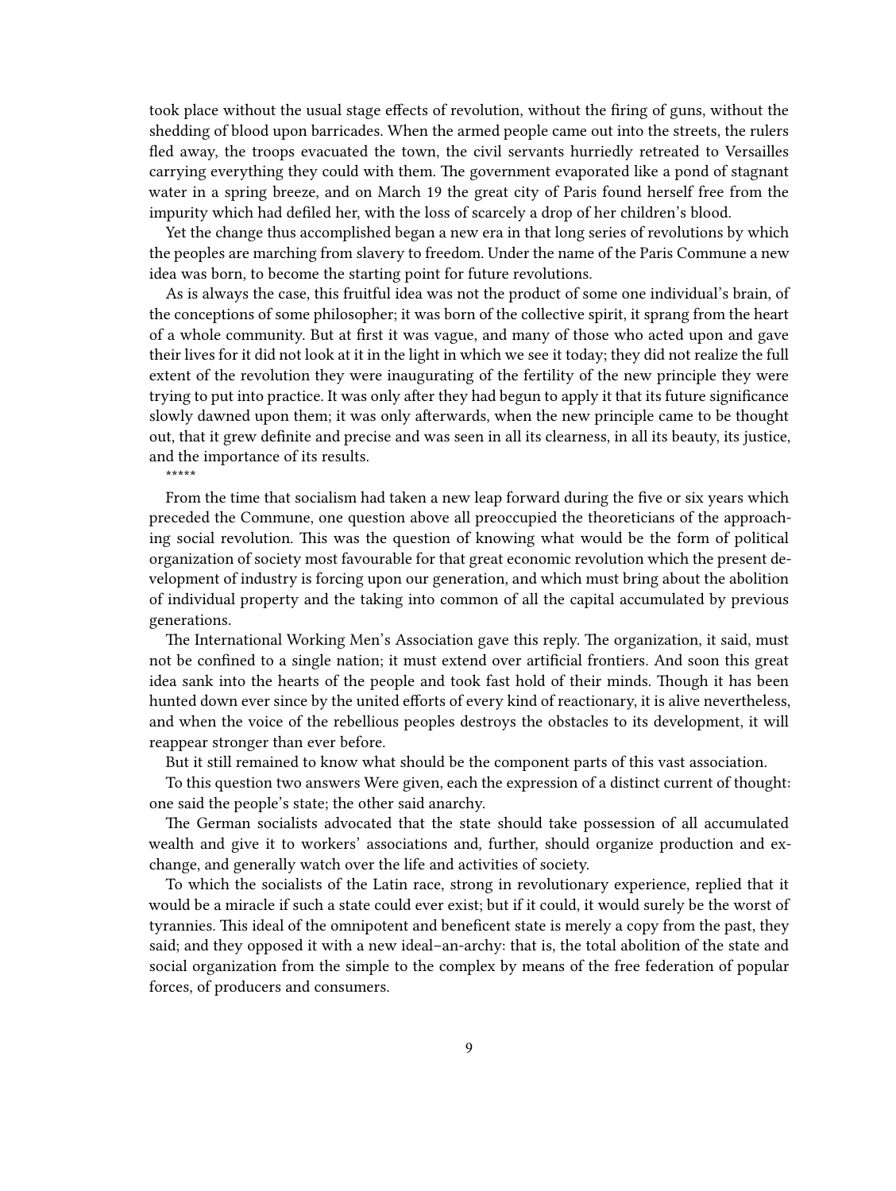took place without the usual stage effects of revolution, without the firing of guns, without the shedding of blood upon barricades. When the armed people came out into the streets, the rulers fled away, the troops evacuated the town, the civil servants hurriedly retreated to Versailles carrying everything they could with them. The government evaporated like a pond of stagnant water in a spring breeze, and on March 19 the great city of Paris found herself free from the impurity which had defiled her, with the loss of scarcely a drop of her children's blood.

Yet the change thus accomplished began a new era in that long series of revolutions by which the peoples are marching from slavery to freedom. Under the name of the Paris Commune a new idea was born, to become the starting point for future revolutions.

As is always the case, this fruitful idea was not the product of some one individual's brain, of the conceptions of some philosopher; it was born of the collective spirit, it sprang from the heart of a whole community. But at first it was vague, and many of those who acted upon and gave their lives for it did not look at it in the light in which we see it today; they did not realize the full extent of the revolution they were inaugurating of the fertility of the new principle they were trying to put into practice. It was only after they had begun to apply it that its future significance slowly dawned upon them; it was only afterwards, when the new principle came to be thought out, that it grew definite and precise and was seen in all its clearness, in all its beauty, its justice, and the importance of its results.

*****

From the time that socialism had taken a new leap forward during the five or six years which preceded the Commune, one question above all preoccupied the theoreticians of the approaching social revolution. This was the question of knowing what would be the form of political organization of society most favourable for that great economic revolution which the present development of industry is forcing upon our generation, and which must bring about the abolition of individual property and the taking into common of all the capital accumulated by previous generations.

The International Working Men's Association gave this reply. The organization, it said, must not be confined to a single nation; it must extend over artificial frontiers. And soon this great idea sank into the hearts of the people and took fast hold of their minds. Though it has been hunted down ever since by the united efforts of every kind of reactionary, it is alive nevertheless, and when the voice of the rebellious peoples destroys the obstacles to its development, it will reappear stronger than ever before.

But it still remained to know what should be the component parts of this vast association.

To this question two answers Were given, each the expression of a distinct current of thought: one said the people's state; the other said anarchy.

The German socialists advocated that the state should take possession of all accumulated wealth and give it to workers' associations and, further, should organize production and exchange, and generally watch over the life and activities of society.

To which the socialists of the Latin race, strong in revolutionary experience, replied that it would be a miracle if such a state could ever exist; but if it could, it would surely be the worst of tyrannies. This ideal of the omnipotent and beneficent state is merely a copy from the past, they said; and they opposed it with a new ideal–an-archy: that is, the total abolition of the state and social organization from the simple to the complex by means of the free federation of popular forces, of producers and consumers.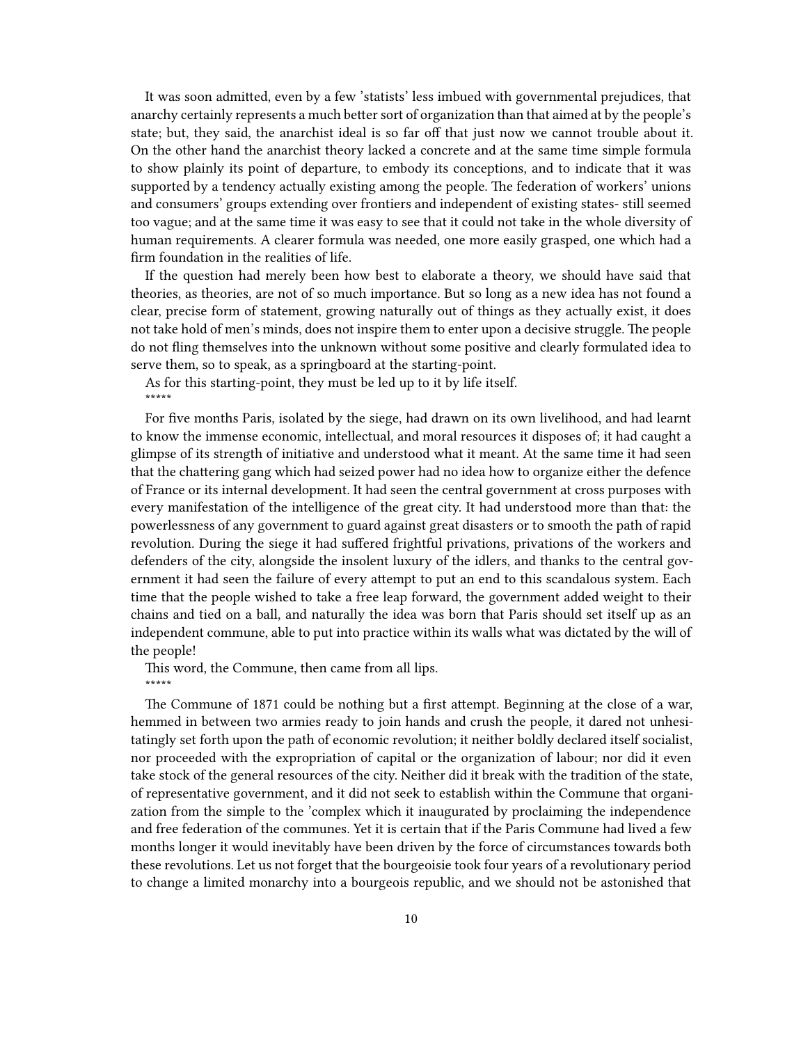It was soon admitted, even by a few 'statists' less imbued with governmental prejudices, that anarchy certainly represents a much better sort of organization than that aimed at by the people's state; but, they said, the anarchist ideal is so far off that just now we cannot trouble about it. On the other hand the anarchist theory lacked a concrete and at the same time simple formula to show plainly its point of departure, to embody its conceptions, and to indicate that it was supported by a tendency actually existing among the people. The federation of workers' unions and consumers' groups extending over frontiers and independent of existing states- still seemed too vague; and at the same time it was easy to see that it could not take in the whole diversity of human requirements. A clearer formula was needed, one more easily grasped, one which had a firm foundation in the realities of life.

If the question had merely been how best to elaborate a theory, we should have said that theories, as theories, are not of so much importance. But so long as a new idea has not found a clear, precise form of statement, growing naturally out of things as they actually exist, it does not take hold of men's minds, does not inspire them to enter upon a decisive struggle. The people do not fling themselves into the unknown without some positive and clearly formulated idea to serve them, so to speak, as a springboard at the starting-point.

As for this starting-point, they must be led up to it by life itself.

*****

For five months Paris, isolated by the siege, had drawn on its own livelihood, and had learnt to know the immense economic, intellectual, and moral resources it disposes of; it had caught a glimpse of its strength of initiative and understood what it meant. At the same time it had seen that the chattering gang which had seized power had no idea how to organize either the defence of France or its internal development. It had seen the central government at cross purposes with every manifestation of the intelligence of the great city. It had understood more than that: the powerlessness of any government to guard against great disasters or to smooth the path of rapid revolution. During the siege it had suffered frightful privations, privations of the workers and defenders of the city, alongside the insolent luxury of the idlers, and thanks to the central government it had seen the failure of every attempt to put an end to this scandalous system. Each time that the people wished to take a free leap forward, the government added weight to their chains and tied on a ball, and naturally the idea was born that Paris should set itself up as an independent commune, able to put into practice within its walls what was dictated by the will of the people!

This word, the Commune, then came from all lips.

*****

The Commune of 1871 could be nothing but a first attempt. Beginning at the close of a war, hemmed in between two armies ready to join hands and crush the people, it dared not unhesitatingly set forth upon the path of economic revolution; it neither boldly declared itself socialist, nor proceeded with the expropriation of capital or the organization of labour; nor did it even take stock of the general resources of the city. Neither did it break with the tradition of the state, of representative government, and it did not seek to establish within the Commune that organization from the simple to the 'complex which it inaugurated by proclaiming the independence and free federation of the communes. Yet it is certain that if the Paris Commune had lived a few months longer it would inevitably have been driven by the force of circumstances towards both these revolutions. Let us not forget that the bourgeoisie took four years of a revolutionary period to change a limited monarchy into a bourgeois republic, and we should not be astonished that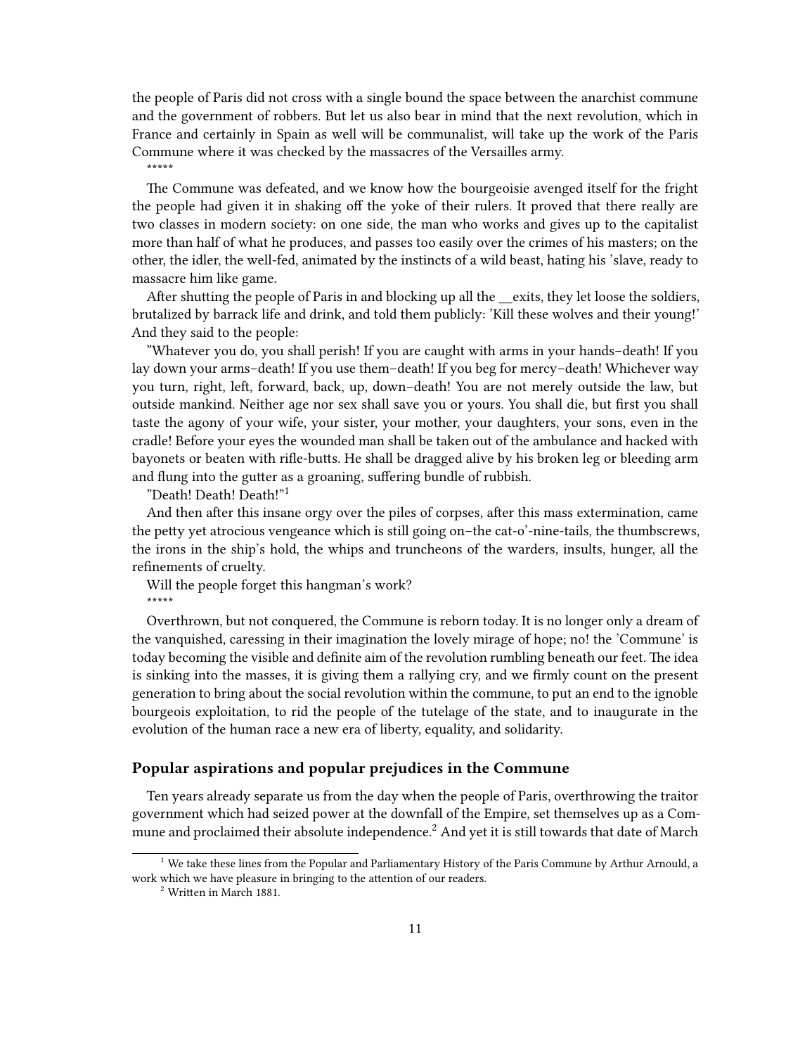the people of Paris did not cross with a single bound the space between the anarchist commune and the government of robbers. But let us also bear in mind that the next revolution, which in France and certainly in Spain as well will be communalist, will take up the work of the Paris Commune where it was checked by the massacres of the Versailles army.

*****

The Commune was defeated, and we know how the bourgeoisie avenged itself for the fright the people had given it in shaking off the yoke of their rulers. It proved that there really are two classes in modern society: on one side, the man who works and gives up to the capitalist more than half of what he produces, and passes too easily over the crimes of his masters; on the other, the idler, the well-fed, animated by the instincts of a wild beast, hating his 'slave, ready to massacre him like game.

After shutting the people of Paris in and blocking up all the __exits, they let loose the soldiers, brutalized by barrack life and drink, and told them publicly: 'Kill these wolves and their young!' And they said to the people:

"Whatever you do, you shall perish! If you are caught with arms in your hands–death! If you lay down your arms–death! If you use them–death! If you beg for mercy–death! Whichever way you turn, right, left, forward, back, up, down–death! You are not merely outside the law, but outside mankind. Neither age nor sex shall save you or yours. You shall die, but first you shall taste the agony of your wife, your sister, your mother, your daughters, your sons, even in the cradle! Before your eyes the wounded man shall be taken out of the ambulance and hacked with bayonets or beaten with rifle-butts. He shall be dragged alive by his broken leg or bleeding arm and flung into the gutter as a groaning, suffering bundle of rubbish.

"Death! Death! Death!"[1]

And then after this insane orgy over the piles of corpses, after this mass extermination, came the petty yet atrocious vengeance which is still going on–the cat-o'-nine-tails, the thumbscrews, the irons in the ship's hold, the whips and truncheons of the warders, insults, hunger, all the refinements of cruelty.

Will the people forget this hangman's work?

*****

Overthrown, but not conquered, the Commune is reborn today. It is no longer only a dream of the vanquished, caressing in their imagination the lovely mirage of hope; no! the 'Commune' is today becoming the visible and definite aim of the revolution rumbling beneath our feet. The idea is sinking into the masses, it is giving them a rallying cry, and we firmly count on the present generation to bring about the social revolution within the commune, to put an end to the ignoble bourgeois exploitation, to rid the people of the tutelage of the state, and to inaugurate in the evolution of the human race a new era of liberty, equality, and solidarity.

### Popular aspirations and popular prejudices in the Commune

Ten years already separate us from the day when the people of Paris, overthrowing the traitor government which had seized power at the downfall of the Empire, set themselves up as a Commune and proclaimed their absolute independence.[2] And yet it is still towards that date of March

---

[1] We take these lines from the Popular and Parliamentary History of the Paris Commune by Arthur Arnould, a work which we have pleasure in bringing to the attention of our readers.

[2] Written in March 1881.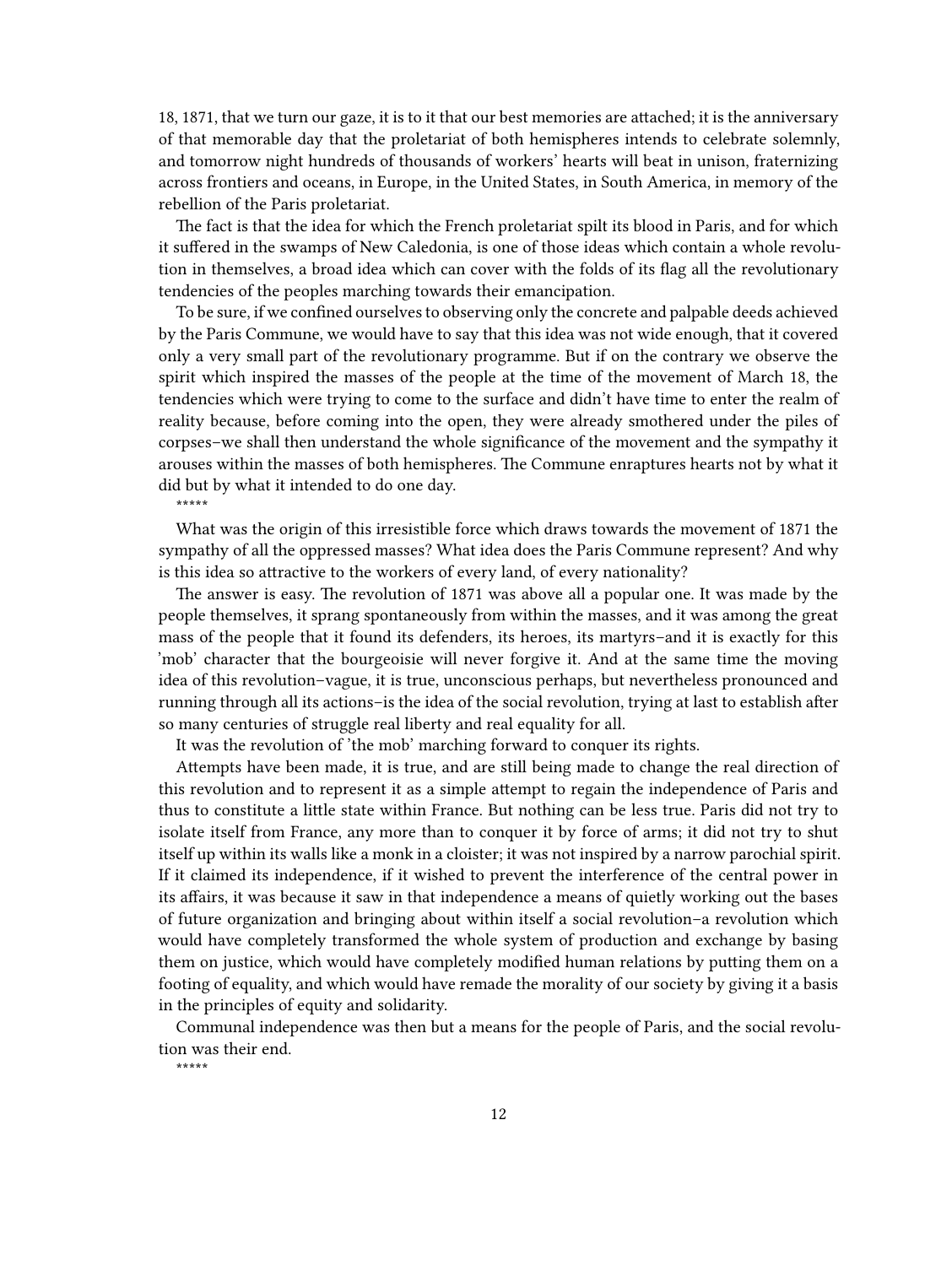18, 1871, that we turn our gaze, it is to it that our best memories are attached; it is the anniversary of that memorable day that the proletariat of both hemispheres intends to celebrate solemnly, and tomorrow night hundreds of thousands of workers' hearts will beat in unison, fraternizing across frontiers and oceans, in Europe, in the United States, in South America, in memory of the rebellion of the Paris proletariat.

The fact is that the idea for which the French proletariat spilt its blood in Paris, and for which it suffered in the swamps of New Caledonia, is one of those ideas which contain a whole revolution in themselves, a broad idea which can cover with the folds of its flag all the revolutionary tendencies of the peoples marching towards their emancipation.

To be sure, if we confined ourselves to observing only the concrete and palpable deeds achieved by the Paris Commune, we would have to say that this idea was not wide enough, that it covered only a very small part of the revolutionary programme. But if on the contrary we observe the spirit which inspired the masses of the people at the time of the movement of March 18, the tendencies which were trying to come to the surface and didn't have time to enter the realm of reality because, before coming into the open, they were already smothered under the piles of corpses–we shall then understand the whole significance of the movement and the sympathy it arouses within the masses of both hemispheres. The Commune enraptures hearts not by what it did but by what it intended to do one day.

*****

What was the origin of this irresistible force which draws towards the movement of 1871 the sympathy of all the oppressed masses? What idea does the Paris Commune represent? And why is this idea so attractive to the workers of every land, of every nationality?

The answer is easy. The revolution of 1871 was above all a popular one. It was made by the people themselves, it sprang spontaneously from within the masses, and it was among the great mass of the people that it found its defenders, its heroes, its martyrs–and it is exactly for this 'mob' character that the bourgeoisie will never forgive it. And at the same time the moving idea of this revolution–vague, it is true, unconscious perhaps, but nevertheless pronounced and running through all its actions–is the idea of the social revolution, trying at last to establish after so many centuries of struggle real liberty and real equality for all.

It was the revolution of 'the mob' marching forward to conquer its rights.

Attempts have been made, it is true, and are still being made to change the real direction of this revolution and to represent it as a simple attempt to regain the independence of Paris and thus to constitute a little state within France. But nothing can be less true. Paris did not try to isolate itself from France, any more than to conquer it by force of arms; it did not try to shut itself up within its walls like a monk in a cloister; it was not inspired by a narrow parochial spirit. If it claimed its independence, if it wished to prevent the interference of the central power in its affairs, it was because it saw in that independence a means of quietly working out the bases of future organization and bringing about within itself a social revolution–a revolution which would have completely transformed the whole system of production and exchange by basing them on justice, which would have completely modified human relations by putting them on a footing of equality, and which would have remade the morality of our society by giving it a basis in the principles of equity and solidarity.

Communal independence was then but a means for the people of Paris, and the social revolution was their end.

*****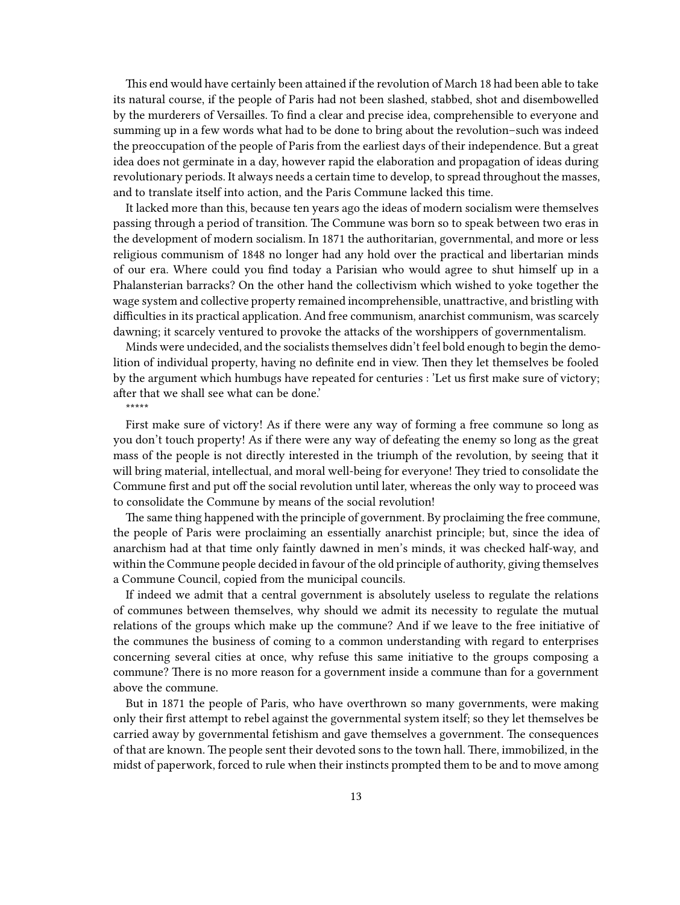This end would have certainly been attained if the revolution of March 18 had been able to take its natural course, if the people of Paris had not been slashed, stabbed, shot and disembowelled by the murderers of Versailles. To find a clear and precise idea, comprehensible to everyone and summing up in a few words what had to be done to bring about the revolution–such was indeed the preoccupation of the people of Paris from the earliest days of their independence. But a great idea does not germinate in a day, however rapid the elaboration and propagation of ideas during revolutionary periods. It always needs a certain time to develop, to spread throughout the masses, and to translate itself into action, and the Paris Commune lacked this time.

It lacked more than this, because ten years ago the ideas of modern socialism were themselves passing through a period of transition. The Commune was born so to speak between two eras in the development of modern socialism. In 1871 the authoritarian, governmental, and more or less religious communism of 1848 no longer had any hold over the practical and libertarian minds of our era. Where could you find today a Parisian who would agree to shut himself up in a Phalansterian barracks? On the other hand the collectivism which wished to yoke together the wage system and collective property remained incomprehensible, unattractive, and bristling with difficulties in its practical application. And free communism, anarchist communism, was scarcely dawning; it scarcely ventured to provoke the attacks of the worshippers of governmentalism.

Minds were undecided, and the socialists themselves didn't feel bold enough to begin the demolition of individual property, having no definite end in view. Then they let themselves be fooled by the argument which humbugs have repeated for centuries : 'Let us first make sure of victory; after that we shall see what can be done.'

*****

First make sure of victory! As if there were any way of forming a free commune so long as you don't touch property! As if there were any way of defeating the enemy so long as the great mass of the people is not directly interested in the triumph of the revolution, by seeing that it will bring material, intellectual, and moral well-being for everyone! They tried to consolidate the Commune first and put off the social revolution until later, whereas the only way to proceed was to consolidate the Commune by means of the social revolution!

The same thing happened with the principle of government. By proclaiming the free commune, the people of Paris were proclaiming an essentially anarchist principle; but, since the idea of anarchism had at that time only faintly dawned in men's minds, it was checked half-way, and within the Commune people decided in favour of the old principle of authority, giving themselves a Commune Council, copied from the municipal councils.

If indeed we admit that a central government is absolutely useless to regulate the relations of communes between themselves, why should we admit its necessity to regulate the mutual relations of the groups which make up the commune? And if we leave to the free initiative of the communes the business of coming to a common understanding with regard to enterprises concerning several cities at once, why refuse this same initiative to the groups composing a commune? There is no more reason for a government inside a commune than for a government above the commune.

But in 1871 the people of Paris, who have overthrown so many governments, were making only their first attempt to rebel against the governmental system itself; so they let themselves be carried away by governmental fetishism and gave themselves a government. The consequences of that are known. The people sent their devoted sons to the town hall. There, immobilized, in the midst of paperwork, forced to rule when their instincts prompted them to be and to move among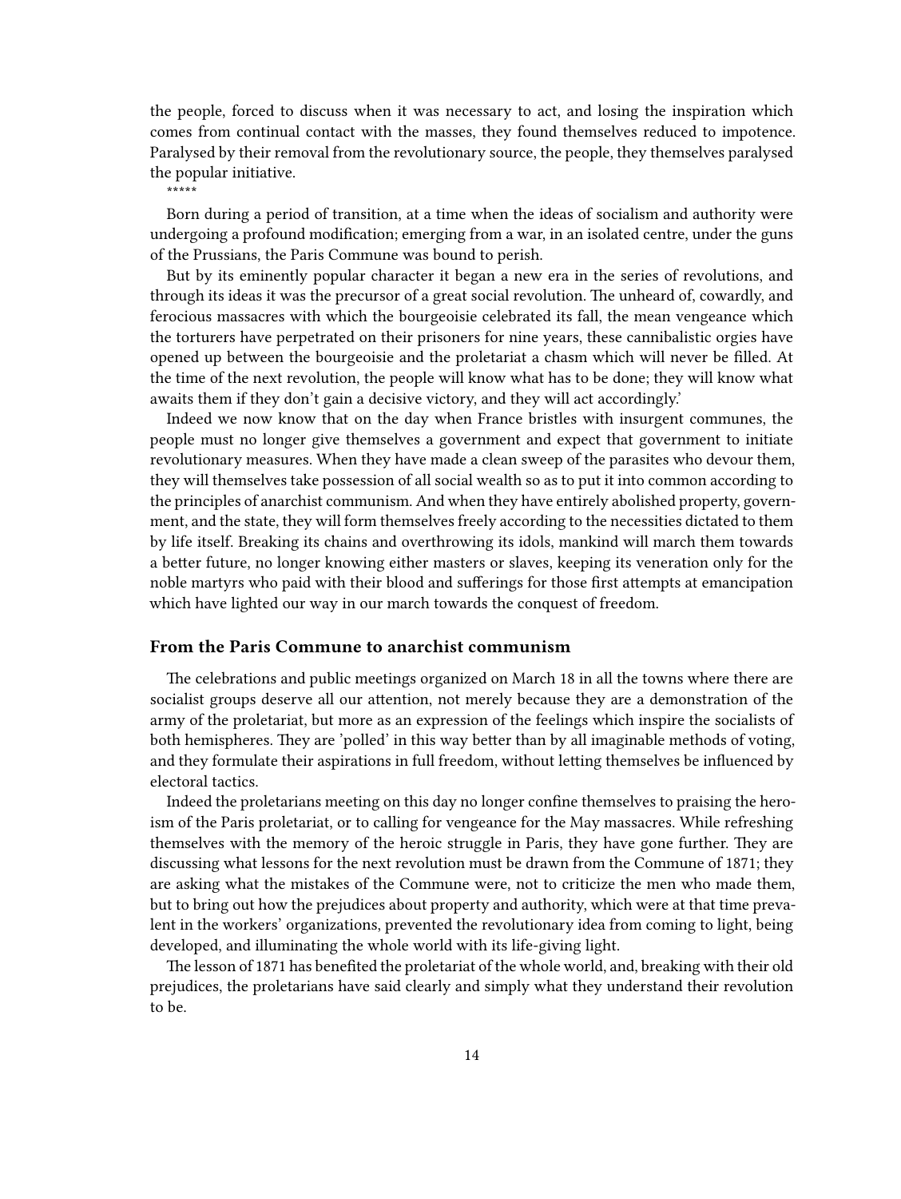the people, forced to discuss when it was necessary to act, and losing the inspiration which comes from continual contact with the masses, they found themselves reduced to impotence. Paralysed by their removal from the revolutionary source, the people, they themselves paralysed the popular initiative.

*****

Born during a period of transition, at a time when the ideas of socialism and authority were undergoing a profound modification; emerging from a war, in an isolated centre, under the guns of the Prussians, the Paris Commune was bound to perish.

But by its eminently popular character it began a new era in the series of revolutions, and through its ideas it was the precursor of a great social revolution. The unheard of, cowardly, and ferocious massacres with which the bourgeoisie celebrated its fall, the mean vengeance which the torturers have perpetrated on their prisoners for nine years, these cannibalistic orgies have opened up between the bourgeoisie and the proletariat a chasm which will never be filled. At the time of the next revolution, the people will know what has to be done; they will know what awaits them if they don't gain a decisive victory, and they will act accordingly.'

Indeed we now know that on the day when France bristles with insurgent communes, the people must no longer give themselves a government and expect that government to initiate revolutionary measures. When they have made a clean sweep of the parasites who devour them, they will themselves take possession of all social wealth so as to put it into common according to the principles of anarchist communism. And when they have entirely abolished property, government, and the state, they will form themselves freely according to the necessities dictated to them by life itself. Breaking its chains and overthrowing its idols, mankind will march them towards a better future, no longer knowing either masters or slaves, keeping its veneration only for the noble martyrs who paid with their blood and sufferings for those first attempts at emancipation which have lighted our way in our march towards the conquest of freedom.

### From the Paris Commune to anarchist communism

The celebrations and public meetings organized on March 18 in all the towns where there are socialist groups deserve all our attention, not merely because they are a demonstration of the army of the proletariat, but more as an expression of the feelings which inspire the socialists of both hemispheres. They are 'polled' in this way better than by all imaginable methods of voting, and they formulate their aspirations in full freedom, without letting themselves be influenced by electoral tactics.

Indeed the proletarians meeting on this day no longer confine themselves to praising the heroism of the Paris proletariat, or to calling for vengeance for the May massacres. While refreshing themselves with the memory of the heroic struggle in Paris, they have gone further. They are discussing what lessons for the next revolution must be drawn from the Commune of 1871; they are asking what the mistakes of the Commune were, not to criticize the men who made them, but to bring out how the prejudices about property and authority, which were at that time prevalent in the workers' organizations, prevented the revolutionary idea from coming to light, being developed, and illuminating the whole world with its life-giving light.

The lesson of 1871 has benefited the proletariat of the whole world, and, breaking with their old prejudices, the proletarians have said clearly and simply what they understand their revolution to be.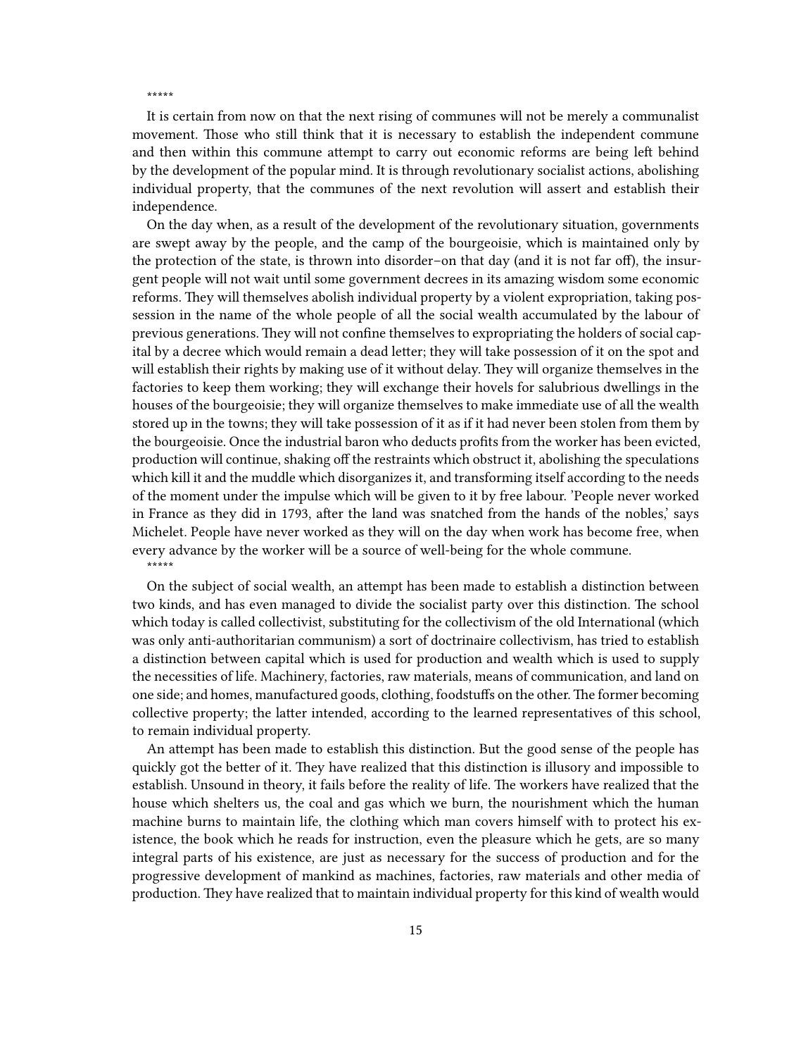*****

It is certain from now on that the next rising of communes will not be merely a communalist movement. Those who still think that it is necessary to establish the independent commune and then within this commune attempt to carry out economic reforms are being left behind by the development of the popular mind. It is through revolutionary socialist actions, abolishing individual property, that the communes of the next revolution will assert and establish their independence.

On the day when, as a result of the development of the revolutionary situation, governments are swept away by the people, and the camp of the bourgeoisie, which is maintained only by the protection of the state, is thrown into disorder–on that day (and it is not far off), the insurgent people will not wait until some government decrees in its amazing wisdom some economic reforms. They will themselves abolish individual property by a violent expropriation, taking possession in the name of the whole people of all the social wealth accumulated by the labour of previous generations. They will not confine themselves to expropriating the holders of social capital by a decree which would remain a dead letter; they will take possession of it on the spot and will establish their rights by making use of it without delay. They will organize themselves in the factories to keep them working; they will exchange their hovels for salubrious dwellings in the houses of the bourgeoisie; they will organize themselves to make immediate use of all the wealth stored up in the towns; they will take possession of it as if it had never been stolen from them by the bourgeoisie. Once the industrial baron who deducts profits from the worker has been evicted, production will continue, shaking off the restraints which obstruct it, abolishing the speculations which kill it and the muddle which disorganizes it, and transforming itself according to the needs of the moment under the impulse which will be given to it by free labour. 'People never worked in France as they did in 1793, after the land was snatched from the hands of the nobles,' says Michelet. People have never worked as they will on the day when work has become free, when every advance by the worker will be a source of well-being for the whole commune.

*****

On the subject of social wealth, an attempt has been made to establish a distinction between two kinds, and has even managed to divide the socialist party over this distinction. The school which today is called collectivist, substituting for the collectivism of the old International (which was only anti-authoritarian communism) a sort of doctrinaire collectivism, has tried to establish a distinction between capital which is used for production and wealth which is used to supply the necessities of life. Machinery, factories, raw materials, means of communication, and land on one side; and homes, manufactured goods, clothing, foodstuffs on the other. The former becoming collective property; the latter intended, according to the learned representatives of this school, to remain individual property.

An attempt has been made to establish this distinction. But the good sense of the people has quickly got the better of it. They have realized that this distinction is illusory and impossible to establish. Unsound in theory, it fails before the reality of life. The workers have realized that the house which shelters us, the coal and gas which we burn, the nourishment which the human machine burns to maintain life, the clothing which man covers himself with to protect his existence, the book which he reads for instruction, even the pleasure which he gets, are so many integral parts of his existence, are just as necessary for the success of production and for the progressive development of mankind as machines, factories, raw materials and other media of production. They have realized that to maintain individual property for this kind of wealth would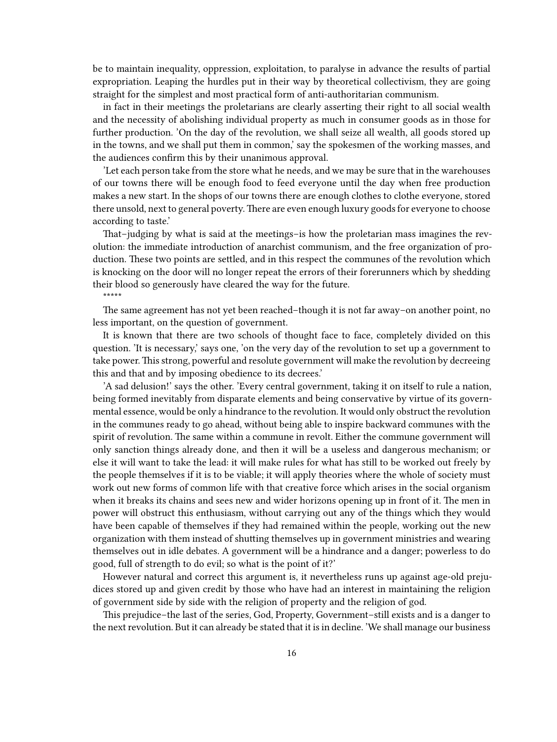be to maintain inequality, oppression, exploitation, to paralyse in advance the results of partial expropriation. Leaping the hurdles put in their way by theoretical collectivism, they are going straight for the simplest and most practical form of anti-authoritarian communism.

in fact in their meetings the proletarians are clearly asserting their right to all social wealth and the necessity of abolishing individual property as much in consumer goods as in those for further production. 'On the day of the revolution, we shall seize all wealth, all goods stored up in the towns, and we shall put them in common,' say the spokesmen of the working masses, and the audiences confirm this by their unanimous approval.

'Let each person take from the store what he needs, and we may be sure that in the warehouses of our towns there will be enough food to feed everyone until the day when free production makes a new start. In the shops of our towns there are enough clothes to clothe everyone, stored there unsold, next to general poverty. There are even enough luxury goods for everyone to choose according to taste.'

That–judging by what is said at the meetings–is how the proletarian mass imagines the revolution: the immediate introduction of anarchist communism, and the free organization of production. These two points are settled, and in this respect the communes of the revolution which is knocking on the door will no longer repeat the errors of their forerunners which by shedding their blood so generously have cleared the way for the future.

*****

The same agreement has not yet been reached–though it is not far away–on another point, no less important, on the question of government.

It is known that there are two schools of thought face to face, completely divided on this question. 'It is necessary,' says one, 'on the very day of the revolution to set up a government to take power. This strong, powerful and resolute government will make the revolution by decreeing this and that and by imposing obedience to its decrees.'

'A sad delusion!' says the other. 'Every central government, taking it on itself to rule a nation, being formed inevitably from disparate elements and being conservative by virtue of its governmental essence, would be only a hindrance to the revolution. It would only obstruct the revolution in the communes ready to go ahead, without being able to inspire backward communes with the spirit of revolution. The same within a commune in revolt. Either the commune government will only sanction things already done, and then it will be a useless and dangerous mechanism; or else it will want to take the lead: it will make rules for what has still to be worked out freely by the people themselves if it is to be viable; it will apply theories where the whole of society must work out new forms of common life with that creative force which arises in the social organism when it breaks its chains and sees new and wider horizons opening up in front of it. The men in power will obstruct this enthusiasm, without carrying out any of the things which they would have been capable of themselves if they had remained within the people, working out the new organization with them instead of shutting themselves up in government ministries and wearing themselves out in idle debates. A government will be a hindrance and a danger; powerless to do good, full of strength to do evil; so what is the point of it?'

However natural and correct this argument is, it nevertheless runs up against age-old prejudices stored up and given credit by those who have had an interest in maintaining the religion of government side by side with the religion of property and the religion of god.

This prejudice–the last of the series, God, Property, Government–still exists and is a danger to the next revolution. But it can already be stated that it is in decline. 'We shall manage our business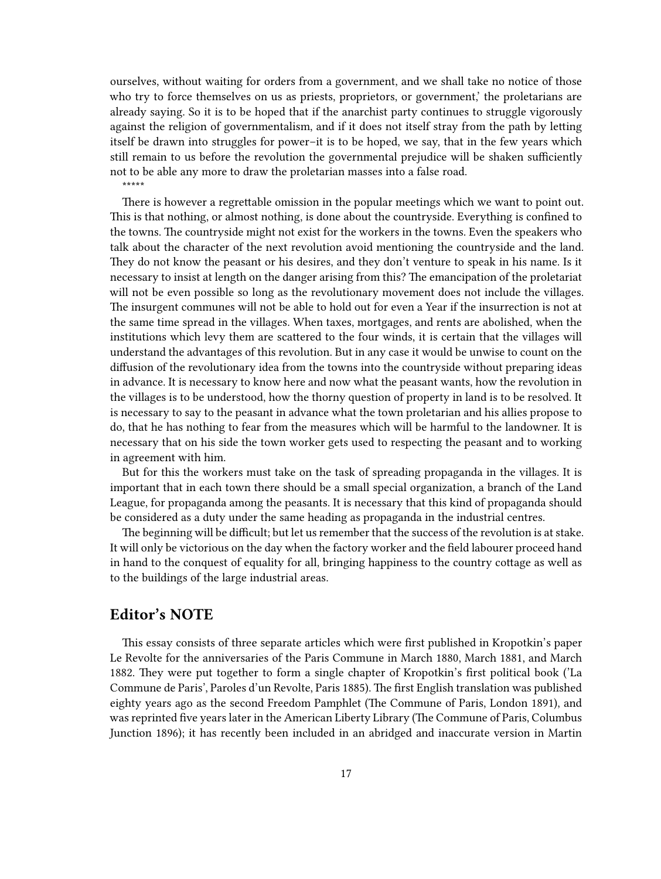ourselves, without waiting for orders from a government, and we shall take no notice of those who try to force themselves on us as priests, proprietors, or government,' the proletarians are already saying. So it is to be hoped that if the anarchist party continues to struggle vigorously against the religion of governmentalism, and if it does not itself stray from the path by letting itself be drawn into struggles for power–it is to be hoped, we say, that in the few years which still remain to us before the revolution the governmental prejudice will be shaken sufficiently not to be able any more to draw the proletarian masses into a false road.

*****

There is however a regrettable omission in the popular meetings which we want to point out. This is that nothing, or almost nothing, is done about the countryside. Everything is confined to the towns. The countryside might not exist for the workers in the towns. Even the speakers who talk about the character of the next revolution avoid mentioning the countryside and the land. They do not know the peasant or his desires, and they don't venture to speak in his name. Is it necessary to insist at length on the danger arising from this? The emancipation of the proletariat will not be even possible so long as the revolutionary movement does not include the villages. The insurgent communes will not be able to hold out for even a Year if the insurrection is not at the same time spread in the villages. When taxes, mortgages, and rents are abolished, when the institutions which levy them are scattered to the four winds, it is certain that the villages will understand the advantages of this revolution. But in any case it would be unwise to count on the diffusion of the revolutionary idea from the towns into the countryside without preparing ideas in advance. It is necessary to know here and now what the peasant wants, how the revolution in the villages is to be understood, how the thorny question of property in land is to be resolved. It is necessary to say to the peasant in advance what the town proletarian and his allies propose to do, that he has nothing to fear from the measures which will be harmful to the landowner. It is necessary that on his side the town worker gets used to respecting the peasant and to working in agreement with him.

But for this the workers must take on the task of spreading propaganda in the villages. It is important that in each town there should be a small special organization, a branch of the Land League, for propaganda among the peasants. It is necessary that this kind of propaganda should be considered as a duty under the same heading as propaganda in the industrial centres.

The beginning will be difficult; but let us remember that the success of the revolution is at stake. It will only be victorious on the day when the factory worker and the field labourer proceed hand in hand to the conquest of equality for all, bringing happiness to the country cottage as well as to the buildings of the large industrial areas.

## Editor's NOTE

This essay consists of three separate articles which were first published in Kropotkin's paper Le Revolte for the anniversaries of the Paris Commune in March 1880, March 1881, and March 1882. They were put together to form a single chapter of Kropotkin's first political book ('La Commune de Paris', Paroles d'un Revolte, Paris 1885). The first English translation was published eighty years ago as the second Freedom Pamphlet (The Commune of Paris, London 1891), and was reprinted five years later in the American Liberty Library (The Commune of Paris, Columbus Junction 1896); it has recently been included in an abridged and inaccurate version in Martin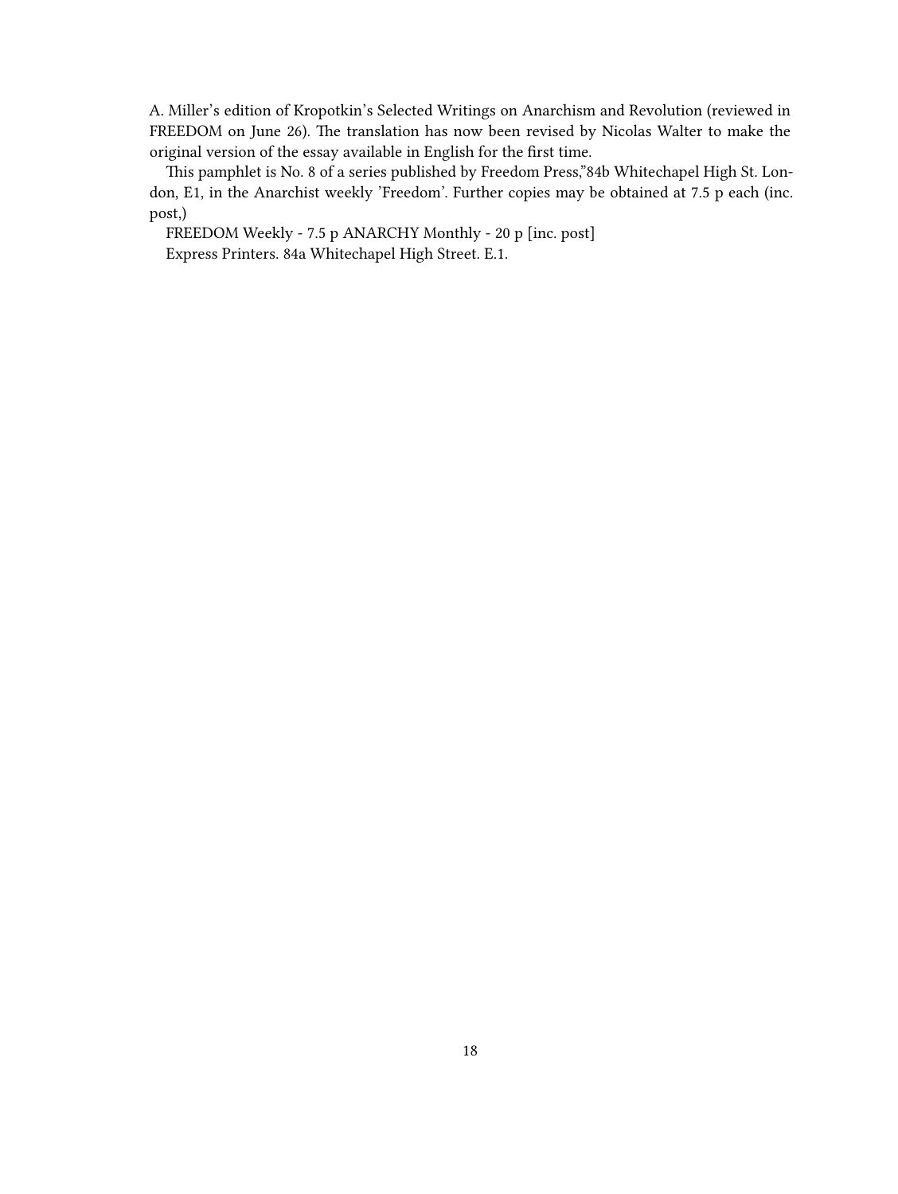A. Miller's edition of Kropotkin's Selected Writings on Anarchism and Revolution (reviewed in FREEDOM on June 26). The translation has now been revised by Nicolas Walter to make the original version of the essay available in English for the first time.

This pamphlet is No. 8 of a series published by Freedom Press,"84b Whitechapel High St. London, E1, in the Anarchist weekly 'Freedom'. Further copies may be obtained at 7.5 p each (inc. post,)

FREEDOM Weekly - 7.5 p ANARCHY Monthly - 20 p [inc. post]

Express Printers. 84a Whitechapel High Street. E.1.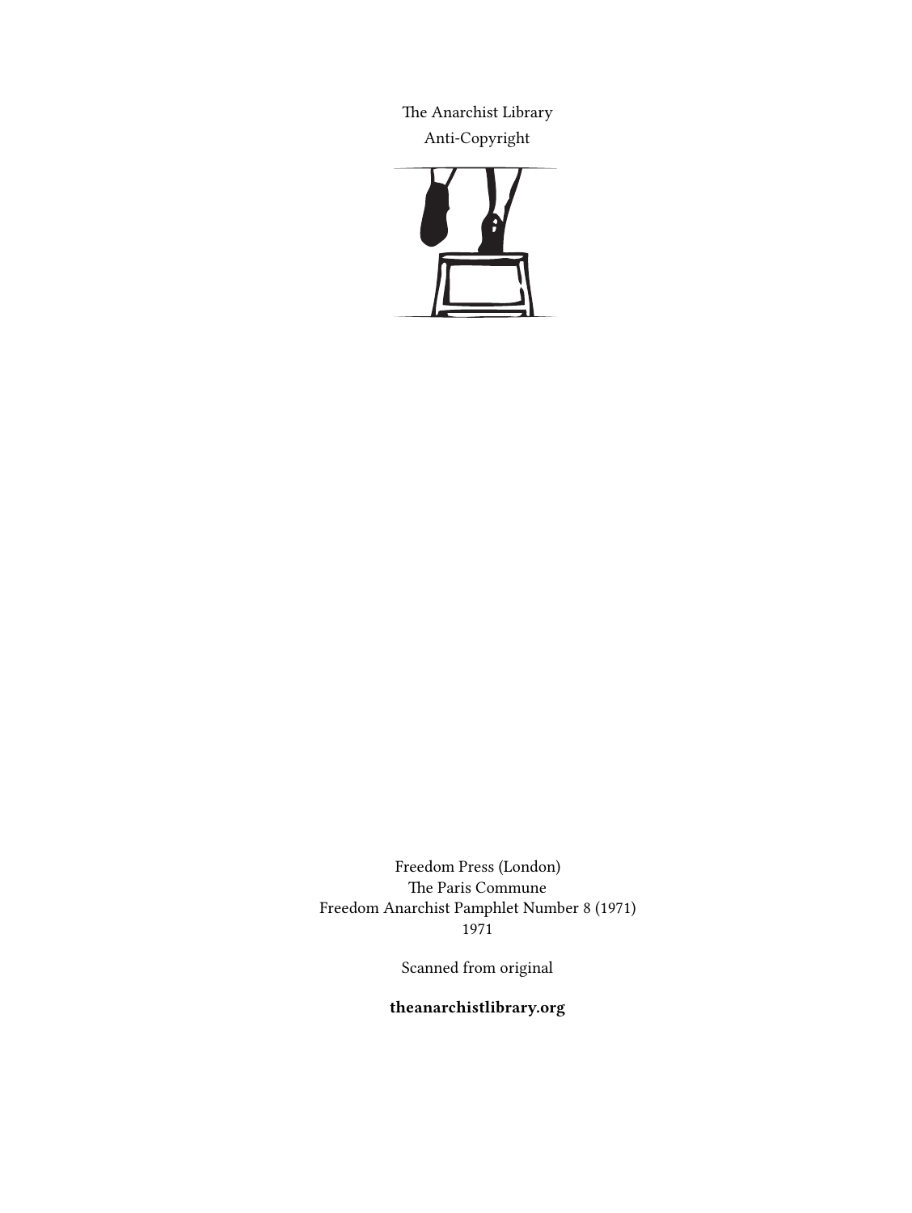The Anarchist Library
Anti-Copyright

Freedom Press (London)
The Paris Commune
Freedom Anarchist Pamphlet Number 8 (1971)
1971

Scanned from original

**theanarchistlibrary.org**